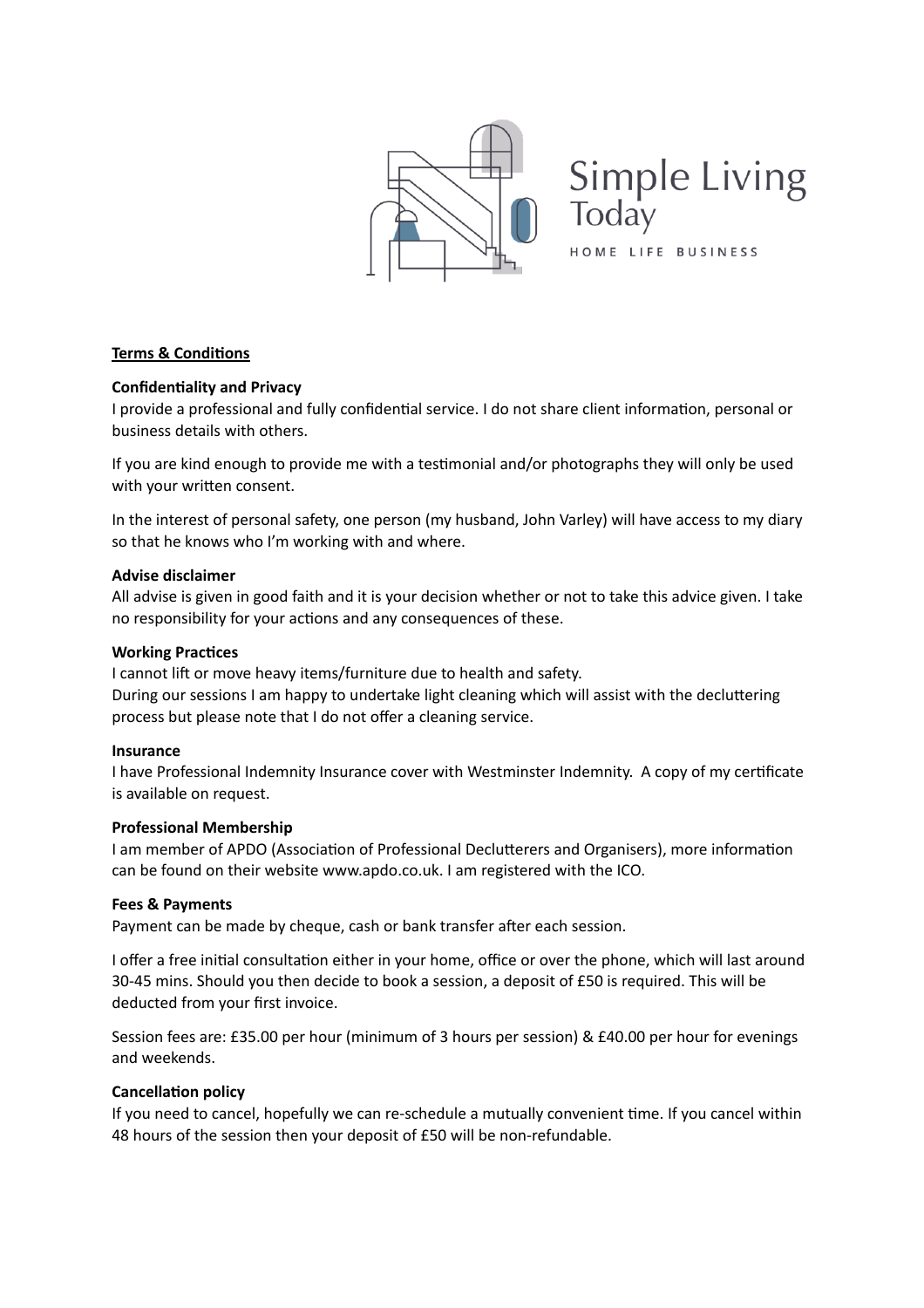Simple Living Today

HOME LIFE BUSINESS

**Terms & Conditions**

**Confidentiality and Privacy**

I provide a professional and fully confidential service. I do not share client information, personal or business details with others.

If you are kind enough to provide me with a testimonial and/or photographs they will only be used with your written consent.

In the interest of personal safety, one person (my husband, John Varley) will have access to my diary so that he knows who I'm working with and where.

**Advise disclaimer**

All advise is given in good faith and it is your decision whether or not to take this advice given. I take no responsibility for your actions and any consequences of these.

**Working Practices**

I cannot lift or move heavy items/furniture due to health and safety.
During our sessions I am happy to undertake light cleaning which will assist with the decluttering process but please note that I do not offer a cleaning service.

**Insurance**

I have Professional Indemnity Insurance cover with Westminster Indemnity. A copy of my certificate is available on request.

**Professional Membership**

I am member of APDO (Association of Professional Declutterers and Organisers), more information can be found on their website www.apdo.co.uk. I am registered with the ICO.

**Fees & Payments**

Payment can be made by cheque, cash or bank transfer after each session.

I offer a free initial consultation either in your home, office or over the phone, which will last around 30-45 mins. Should you then decide to book a session, a deposit of £50 is required. This will be deducted from your first invoice.

Session fees are: £35.00 per hour (minimum of 3 hours per session) & £40.00 per hour for evenings and weekends.

**Cancellation policy**

If you need to cancel, hopefully we can re-schedule a mutually convenient time. If you cancel within 48 hours of the session then your deposit of £50 will be non-refundable.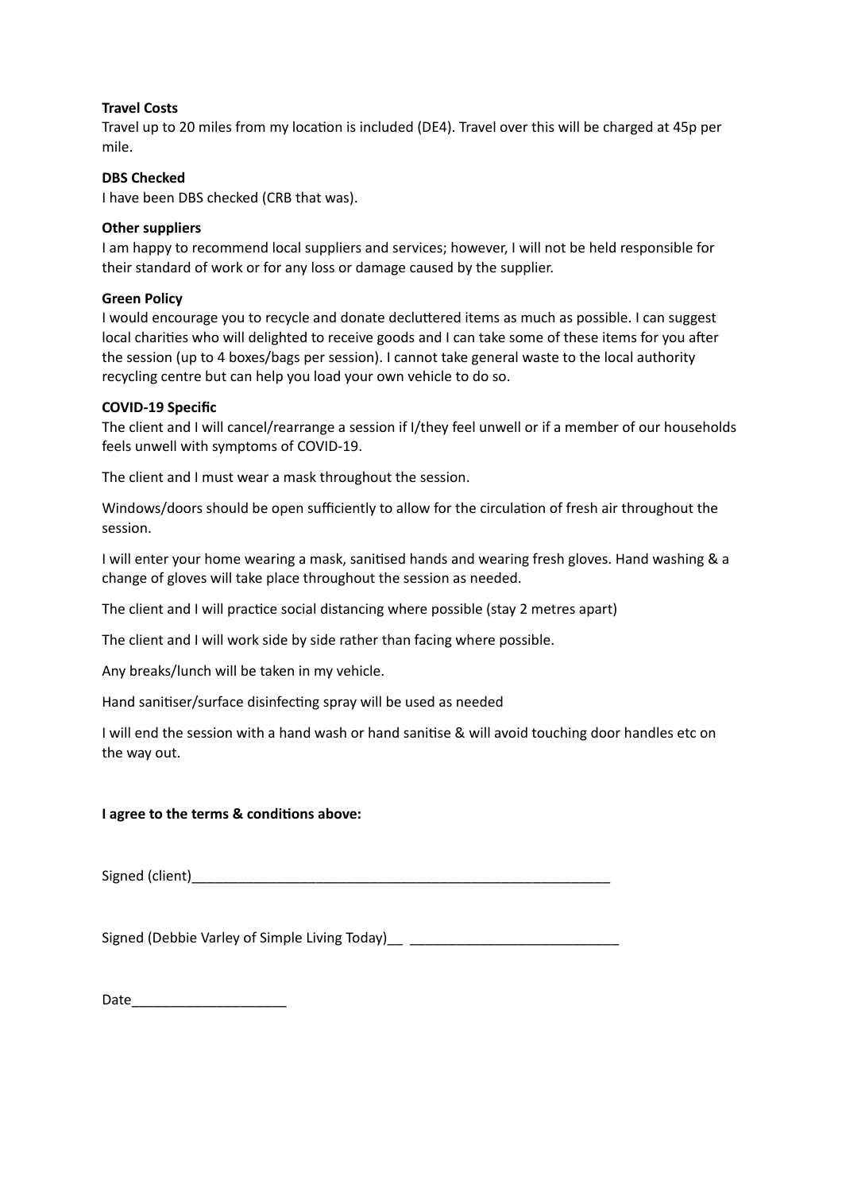**Travel Costs**

Travel up to 20 miles from my location is included (DE4). Travel over this will be charged at 45p per mile.

**DBS Checked**

I have been DBS checked (CRB that was).

**Other suppliers**

I am happy to recommend local suppliers and services; however, I will not be held responsible for their standard of work or for any loss or damage caused by the supplier.

**Green Policy**

I would encourage you to recycle and donate decluttered items as much as possible. I can suggest local charities who will delighted to receive goods and I can take some of these items for you after the session (up to 4 boxes/bags per session). I cannot take general waste to the local authority recycling centre but can help you load your own vehicle to do so.

**COVID-19 Specific**

The client and I will cancel/rearrange a session if I/they feel unwell or if a member of our households feels unwell with symptoms of COVID-19.

The client and I must wear a mask throughout the session.

Windows/doors should be open sufficiently to allow for the circulation of fresh air throughout the session.

I will enter your home wearing a mask, sanitised hands and wearing fresh gloves. Hand washing & a change of gloves will take place throughout the session as needed.

The client and I will practice social distancing where possible (stay 2 metres apart)

The client and I will work side by side rather than facing where possible.

Any breaks/lunch will be taken in my vehicle.

Hand sanitiser/surface disinfecting spray will be used as needed

I will end the session with a hand wash or hand sanitise & will avoid touching door handles etc on the way out.

**I agree to the terms & conditions above:**

Signed (client)_________________________________________________________

Signed (Debbie Varley of Simple Living Today)__ ___________________________

Date____________________